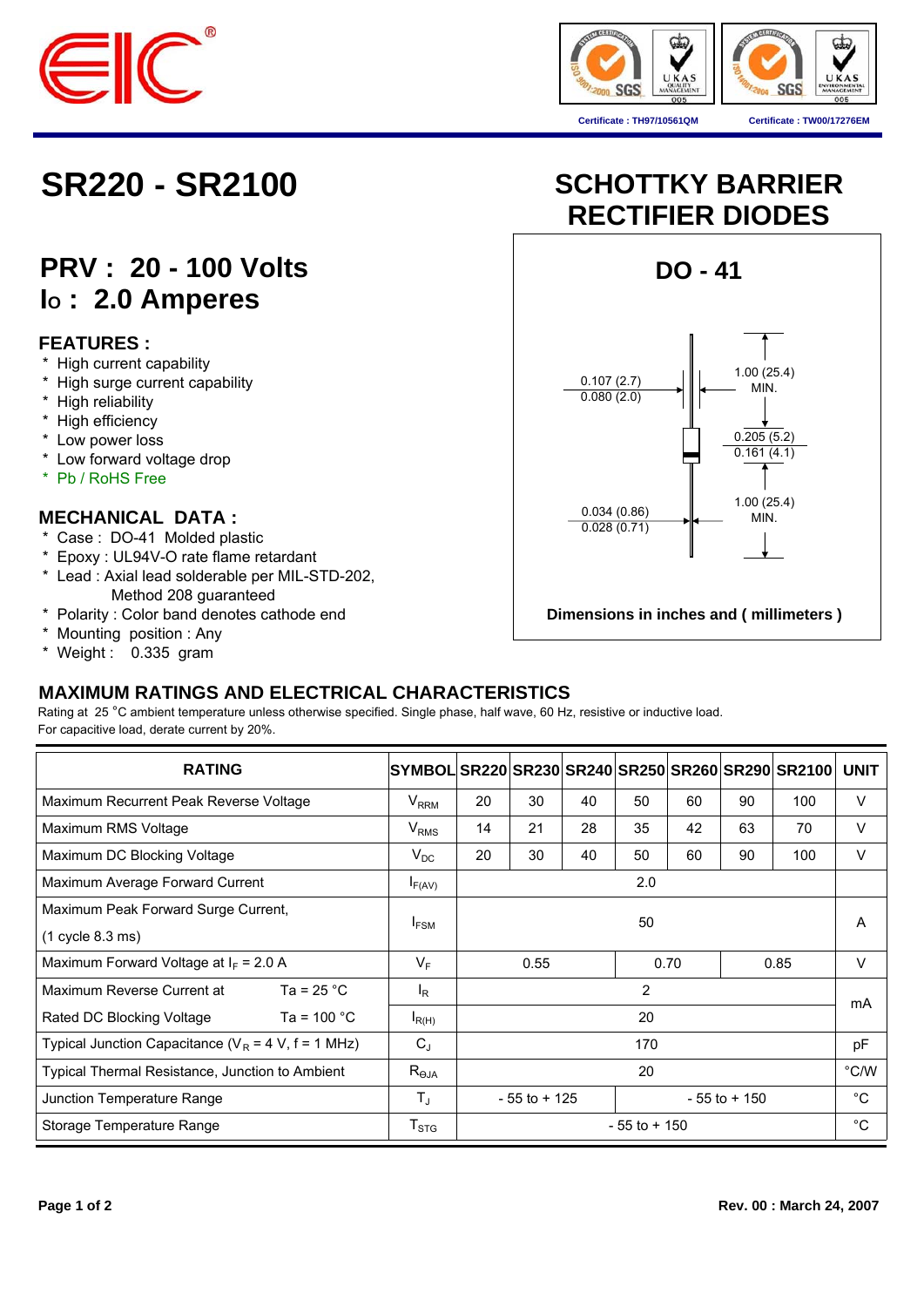# SR220 - SR2100

## SCHOTTKY BARRIER RECTIFIER DIODES

Certificate : TH97/10561QM

Certificate : TW00/17276EM

## PRV : 20 - 100 Volts
## Io : 2.0 Amperes

### DO - 41

0.107 (2.7)
0.080 (2.0)

1.00 (25.4) MIN.

0.205 (5.2)
0.161 (4.1)

0.034 (0.86)
0.028 (0.71)

1.00 (25.4) MIN.

Dimensions in inches and ( millimeters )

### FEATURES :

* High current capability
* High surge current capability
* High reliability
* High efficiency
* Low power loss
* Low forward voltage drop
* Pb / RoHS Free

### MECHANICAL DATA :

* Case : DO-41 Molded plastic
* Epoxy : UL94V-O rate flame retardant
* Lead : Axial lead solderable per MIL-STD-202, Method 208 guaranteed
* Polarity : Color band denotes cathode end
* Mounting position : Any
* Weight : 0.335 gram

### MAXIMUM RATINGS AND ELECTRICAL CHARACTERISTICS

Rating at 25 °C ambient temperature unless otherwise specified. Single phase, half wave, 60 Hz, resistive or inductive load.
For capacitive load, derate current by 20%.

| RATING | | SYMBOL | SR220 | SR230 | SR240 | SR250 | SR260 | SR290 | SR2100 | UNIT |
|---|---|---|---|---|---|---|---|---|---|---|
| Maximum Recurrent Peak Reverse Voltage | | $V_{RRM}$ | 20 | 30 | 40 | 50 | 60 | 90 | 100 | V |
| Maximum RMS Voltage | | $V_{RMS}$ | 14 | 21 | 28 | 35 | 42 | 63 | 70 | V |
| Maximum DC Blocking Voltage | | $V_{DC}$ | 20 | 30 | 40 | 50 | 60 | 90 | 100 | V |
| Maximum Average Forward Current | | $I_{F(AV)}$ | 2.0 | | | | | | | |
| Maximum Peak Forward Surge Current, (1 cycle 8.3 ms) | | $I_{FSM}$ | 50 | | | | | | | A |
| Maximum Forward Voltage at $I_F$ = 2.0 A | | $V_F$ | 0.55 | | | 0.70 | | 0.85 | | V |
| Maximum Reverse Current at | Ta = 25 °C | $I_R$ | 2 | | | | | | | mA |
| Rated DC Blocking Voltage | Ta = 100 °C | $I_{R(H)}$ | 20 | | | | | | | mA |
| Typical Junction Capacitance ($V_R$ = 4 V, f = 1 MHz) | | $C_J$ | 170 | | | | | | | pF |
| Typical Thermal Resistance, Junction to Ambient | | $R_{\Theta JA}$ | 20 | | | | | | | °C/W |
| Junction Temperature Range | | $T_J$ | - 55 to + 125 | | | - 55 to + 150 | | | | °C |
| Storage Temperature Range | | $T_{STG}$ | - 55 to + 150 | | | | | | | °C |

Rev. 00 : March 24, 2007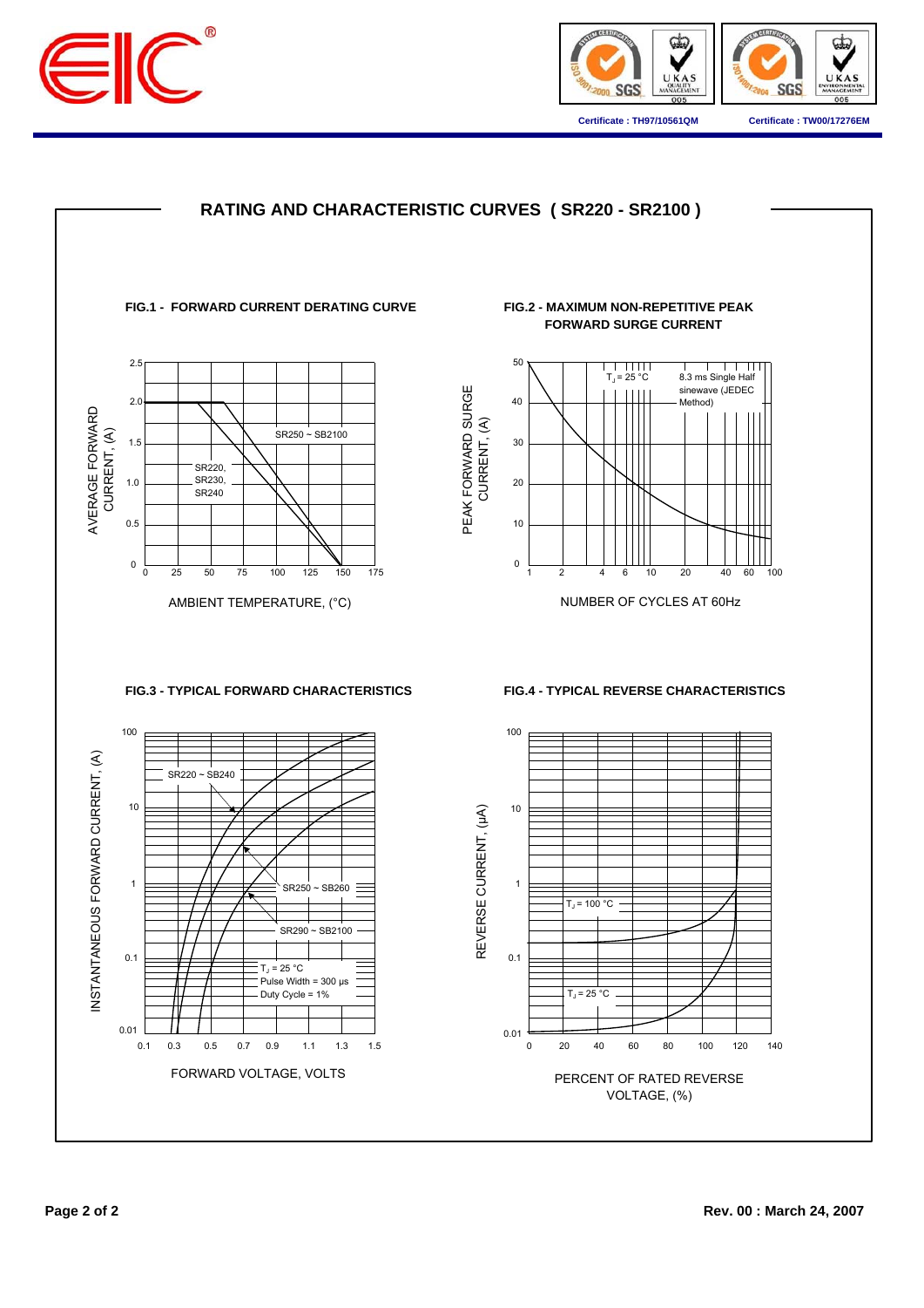Certificate : TH97/10561QM

Certificate : TW00/17276EM

# RATING AND CHARACTERISTIC CURVES ( SR220 - SR2100 )

### FIG.1 - FORWARD CURRENT DERATING CURVE

AVERAGE FORWARD CURRENT, (A)

2.5
2.0
1.5
1.0
0.5
0

0 25 50 75 100 125 150 175

SR250 ~ SB2100

SR220, SR230, SR240

AMBIENT TEMPERATURE, (°C)

### FIG.2 - MAXIMUM NON-REPETITIVE PEAK FORWARD SURGE CURRENT

PEAK FORWARD SURGE CURRENT, (A)

50
40
30
20
10
0

1 2 4 6 10 20 40 60 100

$T_J$ = 25 °C

8.3 ms Single Half sinewave (JEDEC Method)

NUMBER OF CYCLES AT 60Hz

### FIG.3 - TYPICAL FORWARD CHARACTERISTICS

INSTANTANEOUS FORWARD CURRENT, (A)

100
10
1
0.1
0.01

0.1 0.3 0.5 0.7 0.9 1.1 1.3 1.5

SR220 ~ SB240

SR250 ~ SB260

SR290 ~ SB2100

$T_J$ = 25 °C
Pulse Width = 300 μs
Duty Cycle = 1%

FORWARD VOLTAGE, VOLTS

### FIG.4 - TYPICAL REVERSE CHARACTERISTICS

REVERSE CURRENT, (μA)

100
10
1
0.1
0.01

0 20 40 60 80 100 120 140

$T_J$ = 100 °C

$T_J$ = 25 °C

PERCENT OF RATED REVERSE VOLTAGE, (%)

Rev. 00 : March 24, 2007